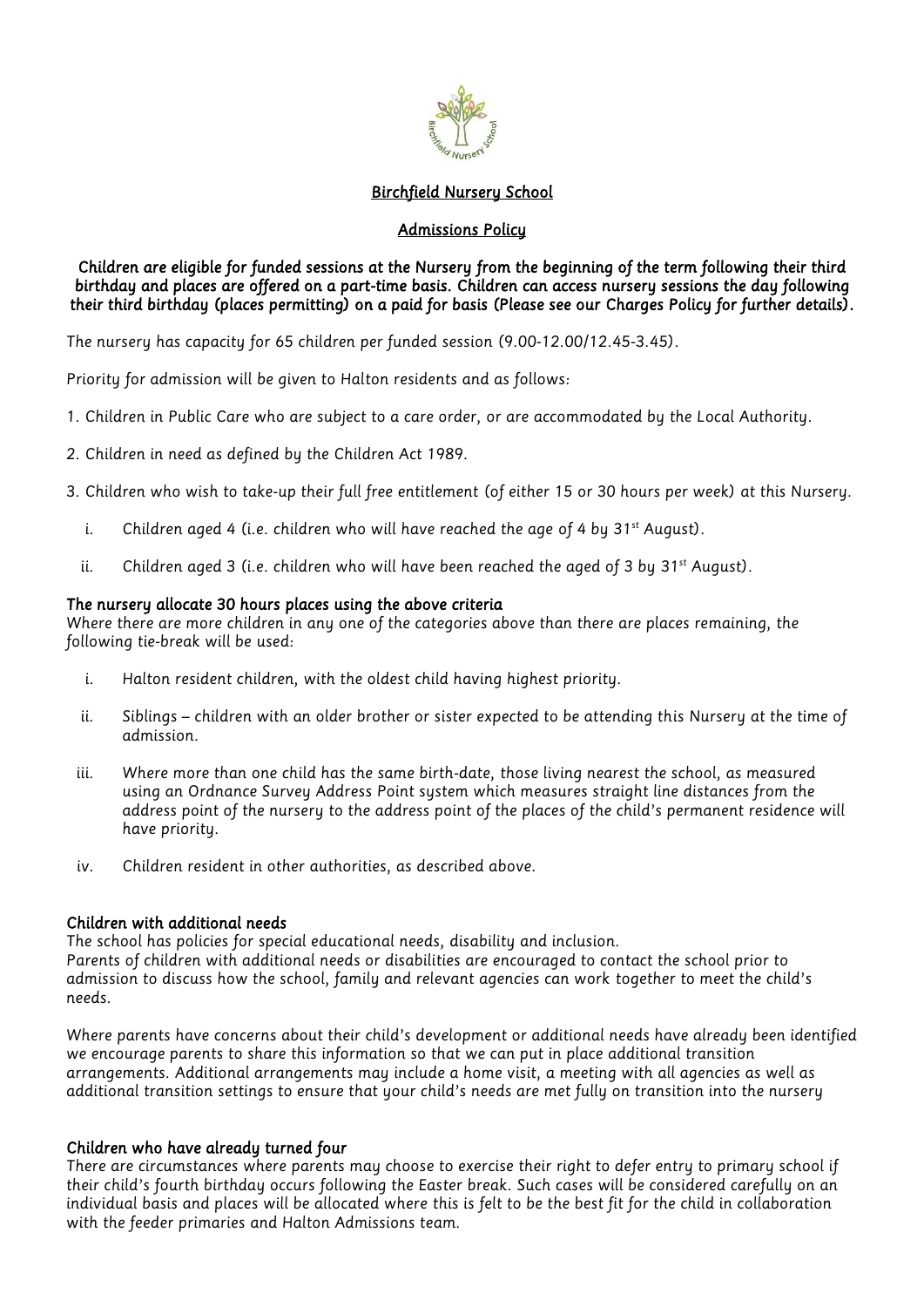## Birchfield Nursery School

### Admissions Policy

**Children are eligible for funded sessions at the Nursery from the beginning of the term following their third birthday and places are offered on a part-time basis. Children can access nursery sessions the day following their third birthday (places permitting) on a paid for basis (Please see our Charges Policy for further details).**

The nursery has capacity for 65 children per funded session (9.00-12.00/12.45-3.45).

Priority for admission will be given to Halton residents and as follows:

1. Children in Public Care who are subject to a care order, or are accommodated by the Local Authority.

2. Children in need as defined by the Children Act 1989.

3. Children who wish to take-up their full free entitlement (of either 15 or 30 hours per week) at this Nursery.

   i. Children aged 4 (i.e. children who will have reached the age of 4 by 31st August).

   ii. Children aged 3 (i.e. children who will have been reached the aged of 3 by 31st August).

**The nursery allocate 30 hours places using the above criteria**

Where there are more children in any one of the categories above than there are places remaining, the following tie-break will be used:

i. Halton resident children, with the oldest child having highest priority.

ii. Siblings – children with an older brother or sister expected to be attending this Nursery at the time of admission.

iii. Where more than one child has the same birth-date, those living nearest the school, as measured using an Ordnance Survey Address Point system which measures straight line distances from the address point of the nursery to the address point of the places of the child's permanent residence will have priority.

iv. Children resident in other authorities, as described above.

**Children with additional needs**

The school has policies for special educational needs, disability and inclusion.
Parents of children with additional needs or disabilities are encouraged to contact the school prior to admission to discuss how the school, family and relevant agencies can work together to meet the child's needs.

Where parents have concerns about their child's development or additional needs have already been identified we encourage parents to share this information so that we can put in place additional transition arrangements. Additional arrangements may include a home visit, a meeting with all agencies as well as additional transition settings to ensure that your child's needs are met fully on transition into the nursery

**Children who have already turned four**

There are circumstances where parents may choose to exercise their right to defer entry to primary school if their child's fourth birthday occurs following the Easter break. Such cases will be considered carefully on an individual basis and places will be allocated where this is felt to be the best fit for the child in collaboration with the feeder primaries and Halton Admissions team.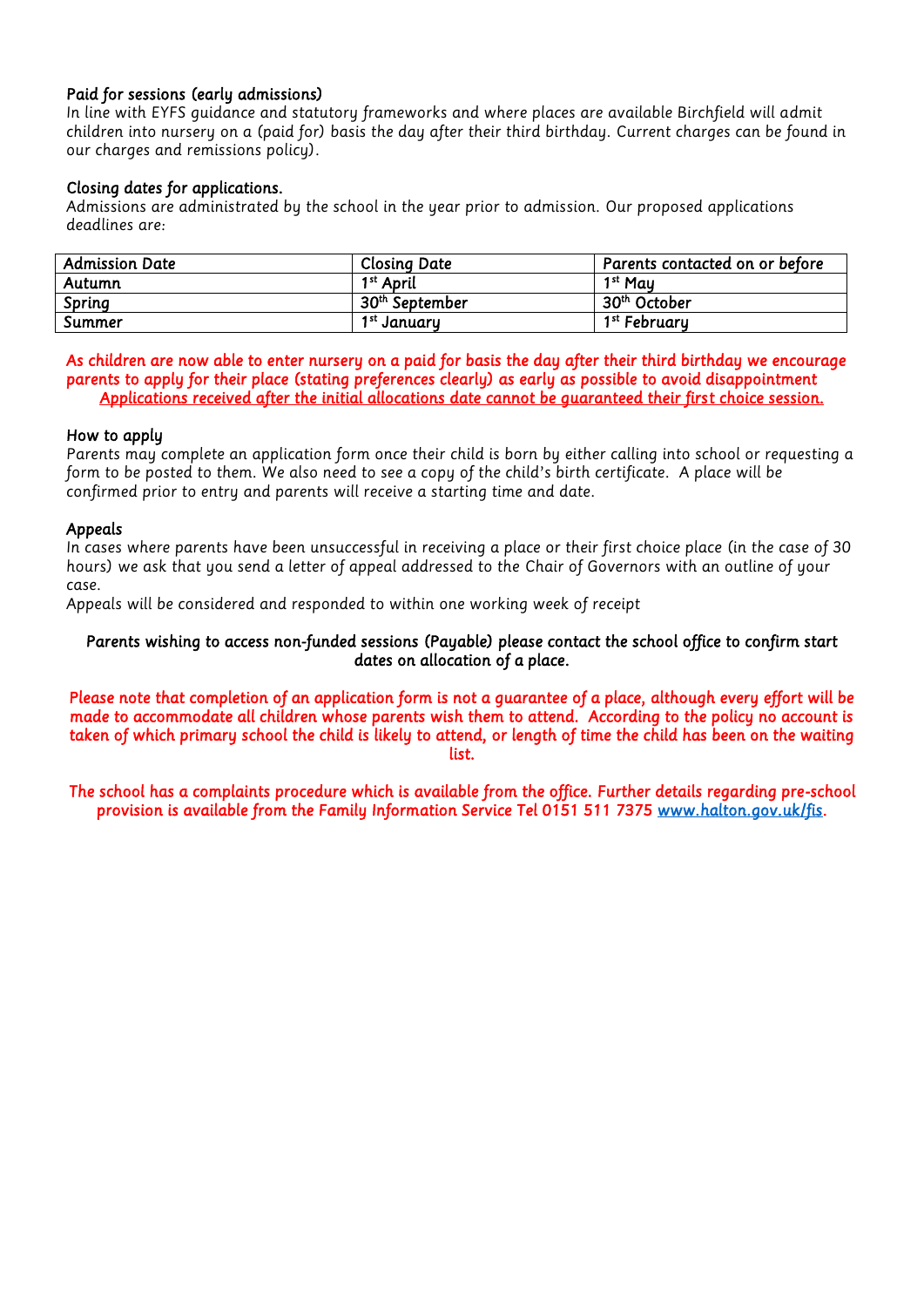**Paid for sessions (early admissions)**

In line with EYFS guidance and statutory frameworks and where places are available Birchfield will admit children into nursery on a (paid for) basis the day after their third birthday. Current charges can be found in our charges and remissions policy).

**Closing dates for applications.**

Admissions are administrated by the school in the year prior to admission. Our proposed applications deadlines are:

| Admission Date | Closing Date | Parents contacted on or before |
| --- | --- | --- |
| Autumn | 1st April | 1st May |
| Spring | 30th September | 30th October |
| Summer | 1st January | 1st February |

**As children are now able to enter nursery on a paid for basis the day after their third birthday we encourage parents to apply for their place (stating preferences clearly) as early as possible to avoid disappointment**
**Applications received after the initial allocations date cannot be guaranteed their first choice session.**

**How to apply**

Parents may complete an application form once their child is born by either calling into school or requesting a form to be posted to them. We also need to see a copy of the child's birth certificate. A place will be confirmed prior to entry and parents will receive a starting time and date.

**Appeals**

In cases where parents have been unsuccessful in receiving a place or their first choice place (in the case of 30 hours) we ask that you send a letter of appeal addressed to the Chair of Governors with an outline of your case.

Appeals will be considered and responded to within one working week of receipt

**Parents wishing to access non-funded sessions (Payable) please contact the school office to confirm start dates on allocation of a place.**

**Please note that completion of an application form is not a guarantee of a place, although every effort will be made to accommodate all children whose parents wish them to attend. According to the policy no account is taken of which primary school the child is likely to attend, or length of time the child has been on the waiting list.**

**The school has a complaints procedure which is available from the office. Further details regarding pre-school provision is available from the Family Information Service Tel 0151 511 7375 www.halton.gov.uk/fis.**